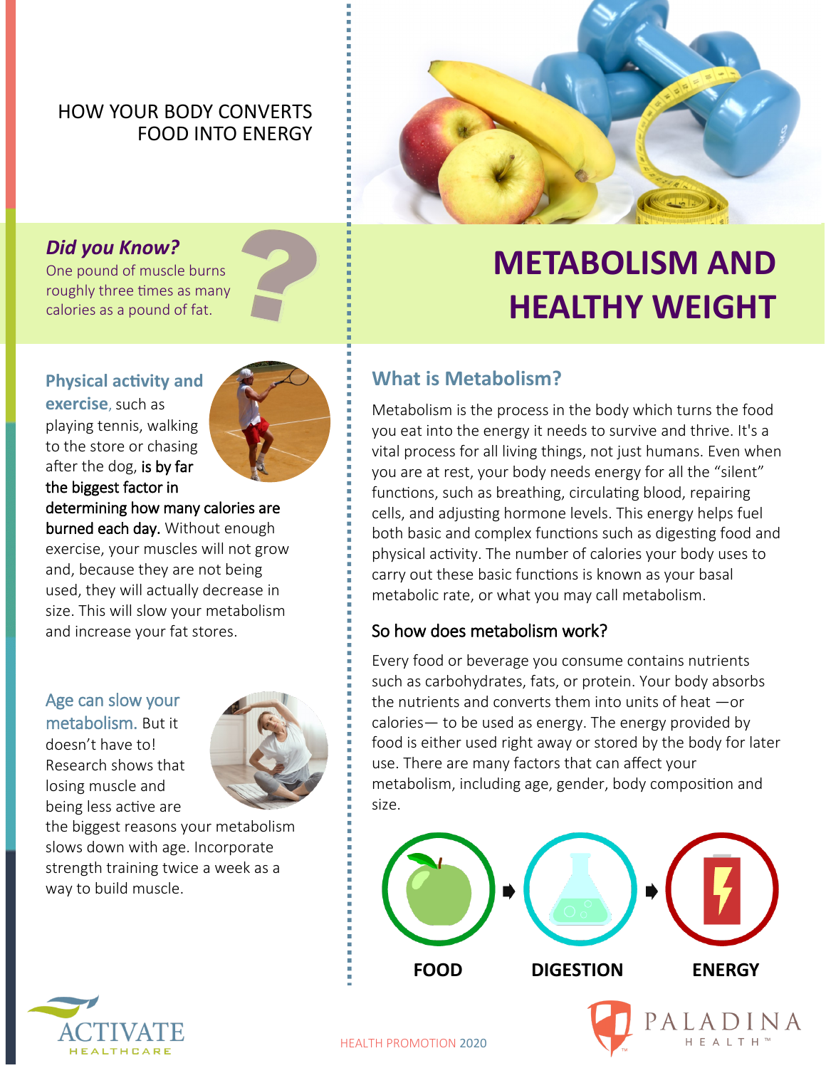HOW YOUR BODY CONVERTS FOOD INTO ENERGY

# METABOLISM AND HEALTHY WEIGHT

***Did you Know?***

One pound of muscle burns roughly three times as many calories as a pound of fat.

**Physical activity and exercise**, such as playing tennis, walking to the store or chasing after the dog, **is by far the biggest factor in determining how many calories are burned each day.** Without enough exercise, your muscles will not grow and, because they are not being used, they will actually decrease in size. This will slow your metabolism and increase your fat stores.

**Age can slow your metabolism.** But it doesn't have to! Research shows that losing muscle and being less active are the biggest reasons your metabolism slows down with age. Incorporate strength training twice a week as a way to build muscle.

## What is Metabolism?

Metabolism is the process in the body which turns the food you eat into the energy it needs to survive and thrive. It's a vital process for all living things, not just humans. Even when you are at rest, your body needs energy for all the "silent" functions, such as breathing, circulating blood, repairing cells, and adjusting hormone levels. This energy helps fuel both basic and complex functions such as digesting food and physical activity. The number of calories your body uses to carry out these basic functions is known as your basal metabolic rate, or what you may call metabolism.

### So how does metabolism work?

Every food or beverage you consume contains nutrients such as carbohydrates, fats, or protein. Your body absorbs the nutrients and converts them into units of heat —or calories— to be used as energy. The energy provided by food is either used right away or stored by the body for later use. There are many factors that can affect your metabolism, including age, gender, body composition and size.

**FOOD** → **DIGESTION** → **ENERGY**

ACTIVATE HEALTHCARE

HEALTH PROMOTION 2020

PALADINA HEALTH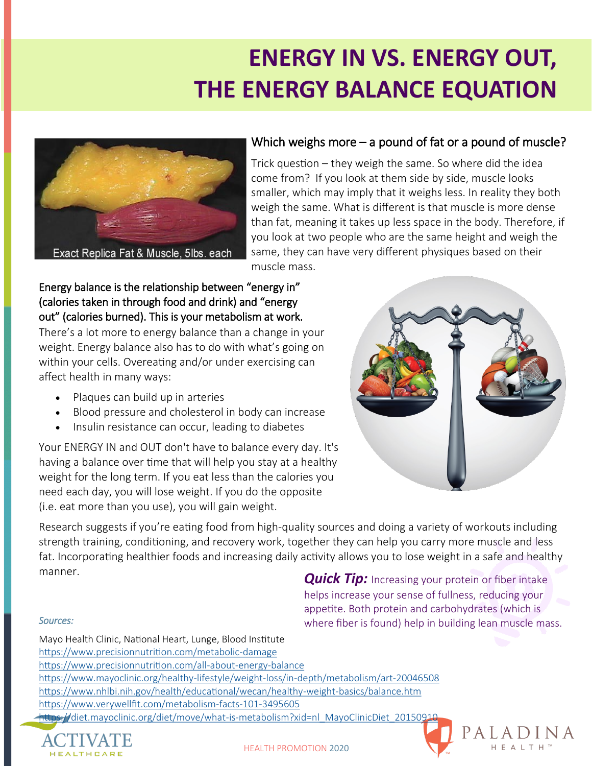# ENERGY IN VS. ENERGY OUT, THE ENERGY BALANCE EQUATION

Exact Replica Fat & Muscle, 5lbs. each

## Which weighs more – a pound of fat or a pound of muscle?

Trick question – they weigh the same. So where did the idea come from? If you look at them side by side, muscle looks smaller, which may imply that it weighs less. In reality they both weigh the same. What is different is that muscle is more dense than fat, meaning it takes up less space in the body. Therefore, if you look at two people who are the same height and weigh the same, they can have very different physiques based on their muscle mass.

### Energy balance is the relationship between "energy in" (calories taken in through food and drink) and "energy out" (calories burned). This is your metabolism at work.

There's a lot more to energy balance than a change in your weight. Energy balance also has to do with what's going on within your cells. Overeating and/or under exercising can affect health in many ways:

- Plaques can build up in arteries
- Blood pressure and cholesterol in body can increase
- Insulin resistance can occur, leading to diabetes

Your ENERGY IN and OUT don't have to balance every day. It's having a balance over time that will help you stay at a healthy weight for the long term. If you eat less than the calories you need each day, you will lose weight. If you do the opposite (i.e. eat more than you use), you will gain weight.

Research suggests if you're eating food from high-quality sources and doing a variety of workouts including strength training, conditioning, and recovery work, together they can help you carry more muscle and less fat. Incorporating healthier foods and increasing daily activity allows you to lose weight in a safe and healthy manner.

***Quick Tip:*** Increasing your protein or fiber intake helps increase your sense of fullness, reducing your appetite. Both protein and carbohydrates (which is where fiber is found) help in building lean muscle mass.

*Sources:*

Mayo Health Clinic, National Heart, Lunge, Blood Institute
https://www.precisionnutrition.com/metabolic-damage
https://www.precisionnutrition.com/all-about-energy-balance
https://www.mayoclinic.org/healthy-lifestyle/weight-loss/in-depth/metabolism/art-20046508
https://www.nhlbi.nih.gov/health/educational/wecan/healthy-weight-basics/balance.htm
https://www.verywellfit.com/metabolism-facts-101-3495605
https://diet.mayoclinic.org/diet/move/what-is-metabolism?xid=nl_MayoClinicDiet_20150910

ACTIVATE HEALTHCARE

HEALTH PROMOTION 2020

PALADINA HEALTH™